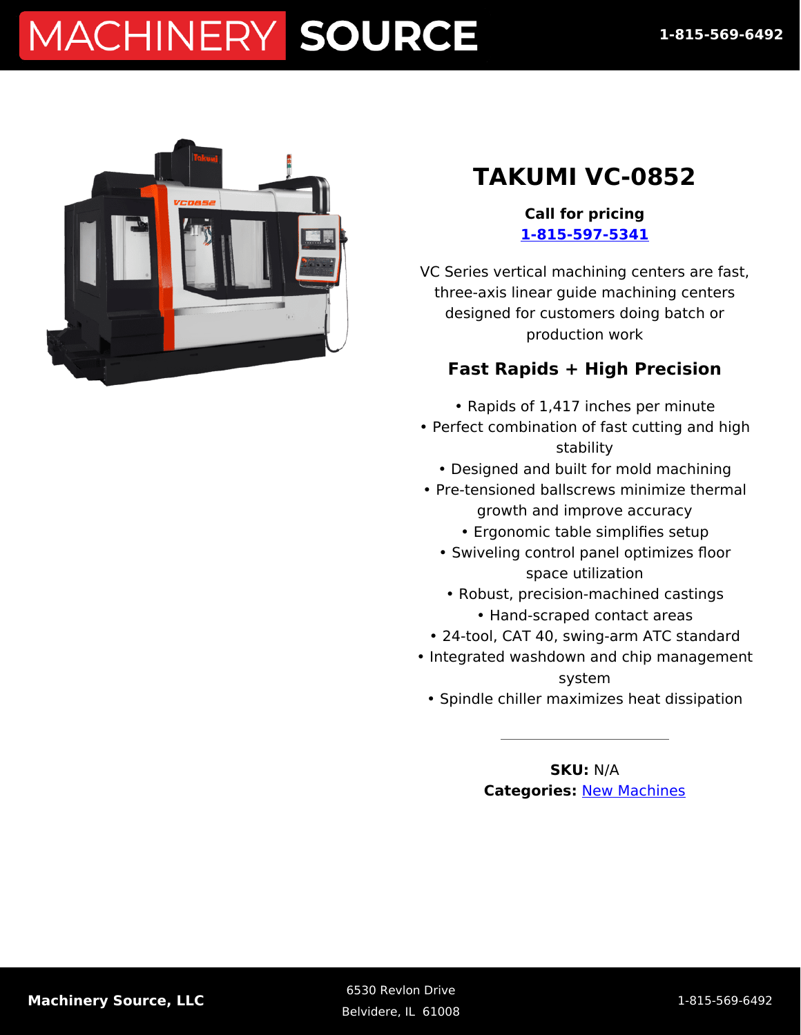# TAKUMI VC-0852

**Call for pricing**
[1-815-597-5341](tel:1-815-597-5341)

VC Series vertical machining centers are fast, three-axis linear guide machining centers designed for customers doing batch or production work

### Fast Rapids + High Precision

- Rapids of 1,417 inches per minute
- Perfect combination of fast cutting and high stability
- Designed and built for mold machining
- Pre-tensioned ballscrews minimize thermal growth and improve accuracy
- Ergonomic table simplifies setup
- Swiveling control panel optimizes floor space utilization
- Robust, precision-machined castings
- Hand-scraped contact areas
- 24-tool, CAT 40, swing-arm ATC standard
- Integrated washdown and chip management system
- Spindle chiller maximizes heat dissipation

---

**SKU:** N/A
**Categories:** New Machines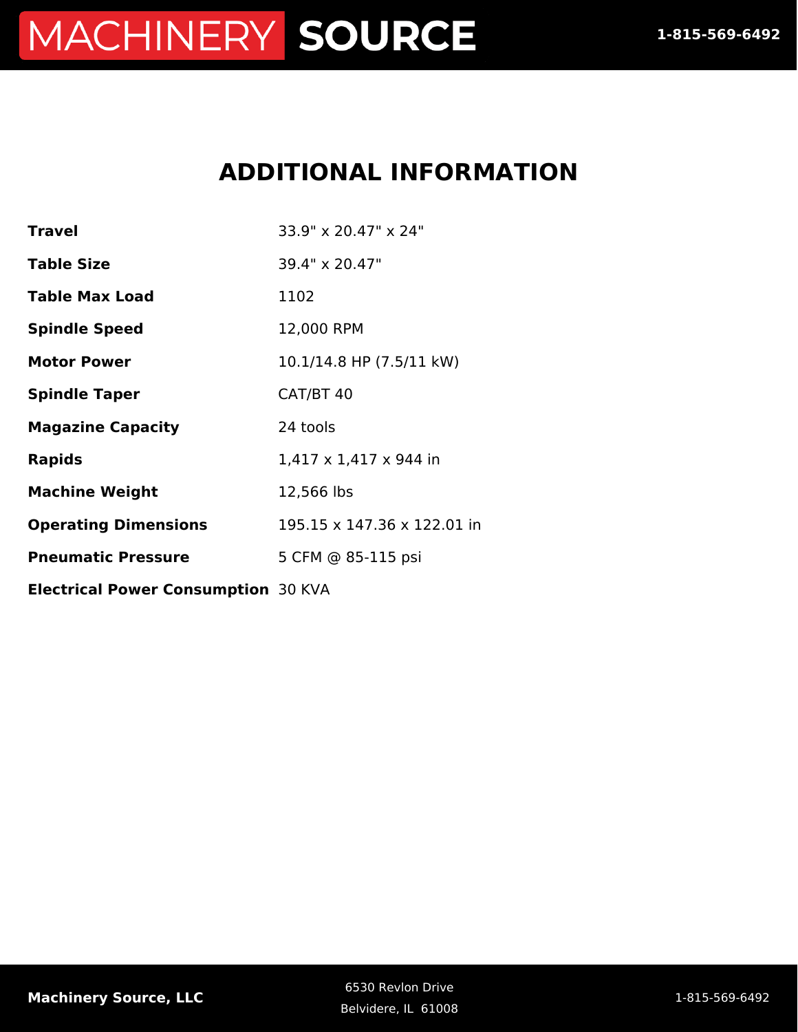## ADDITIONAL INFORMATION

| | |
|---|---|
| **Travel** | 33.9" x 20.47" x 24" |
| **Table Size** | 39.4" x 20.47" |
| **Table Max Load** | 1102 |
| **Spindle Speed** | 12,000 RPM |
| **Motor Power** | 10.1/14.8 HP (7.5/11 kW) |
| **Spindle Taper** | CAT/BT 40 |
| **Magazine Capacity** | 24 tools |
| **Rapids** | 1,417 x 1,417 x 944 in |
| **Machine Weight** | 12,566 lbs |
| **Operating Dimensions** | 195.15 x 147.36 x 122.01 in |
| **Pneumatic Pressure** | 5 CFM @ 85-115 psi |
| **Electrical Power Consumption** | 30 KVA |